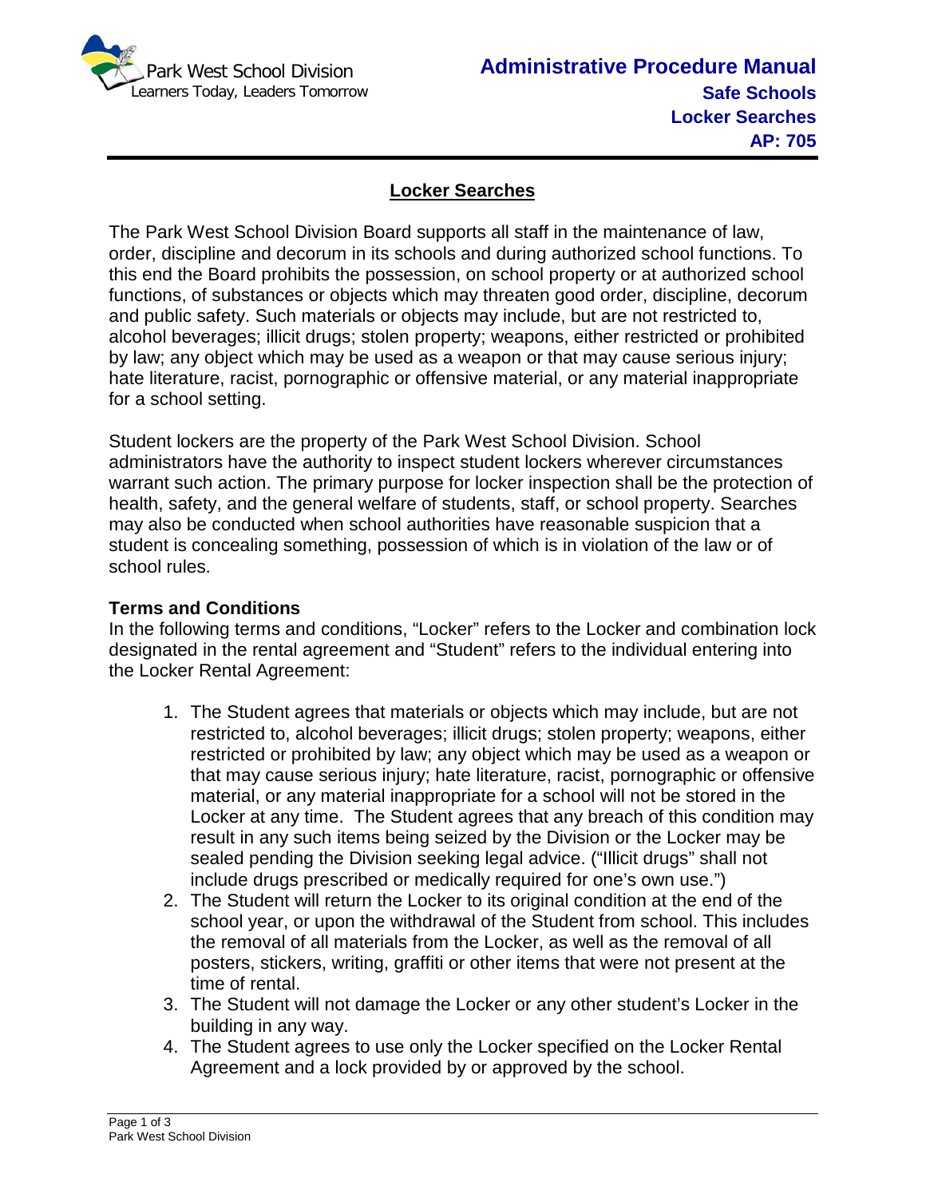# Locker Searches

The Park West School Division Board supports all staff in the maintenance of law, order, discipline and decorum in its schools and during authorized school functions. To this end the Board prohibits the possession, on school property or at authorized school functions, of substances or objects which may threaten good order, discipline, decorum and public safety. Such materials or objects may include, but are not restricted to, alcohol beverages; illicit drugs; stolen property; weapons, either restricted or prohibited by law; any object which may be used as a weapon or that may cause serious injury; hate literature, racist, pornographic or offensive material, or any material inappropriate for a school setting.

Student lockers are the property of the Park West School Division. School administrators have the authority to inspect student lockers wherever circumstances warrant such action. The primary purpose for locker inspection shall be the protection of health, safety, and the general welfare of students, staff, or school property. Searches may also be conducted when school authorities have reasonable suspicion that a student is concealing something, possession of which is in violation of the law or of school rules.

**Terms and Conditions**

In the following terms and conditions, "Locker" refers to the Locker and combination lock designated in the rental agreement and "Student" refers to the individual entering into the Locker Rental Agreement:

1. The Student agrees that materials or objects which may include, but are not restricted to, alcohol beverages; illicit drugs; stolen property; weapons, either restricted or prohibited by law; any object which may be used as a weapon or that may cause serious injury; hate literature, racist, pornographic or offensive material, or any material inappropriate for a school will not be stored in the Locker at any time. The Student agrees that any breach of this condition may result in any such items being seized by the Division or the Locker may be sealed pending the Division seeking legal advice. ("Illicit drugs" shall not include drugs prescribed or medically required for one's own use.")
2. The Student will return the Locker to its original condition at the end of the school year, or upon the withdrawal of the Student from school. This includes the removal of all materials from the Locker, as well as the removal of all posters, stickers, writing, graffiti or other items that were not present at the time of rental.
3. The Student will not damage the Locker or any other student's Locker in the building in any way.
4. The Student agrees to use only the Locker specified on the Locker Rental Agreement and a lock provided by or approved by the school.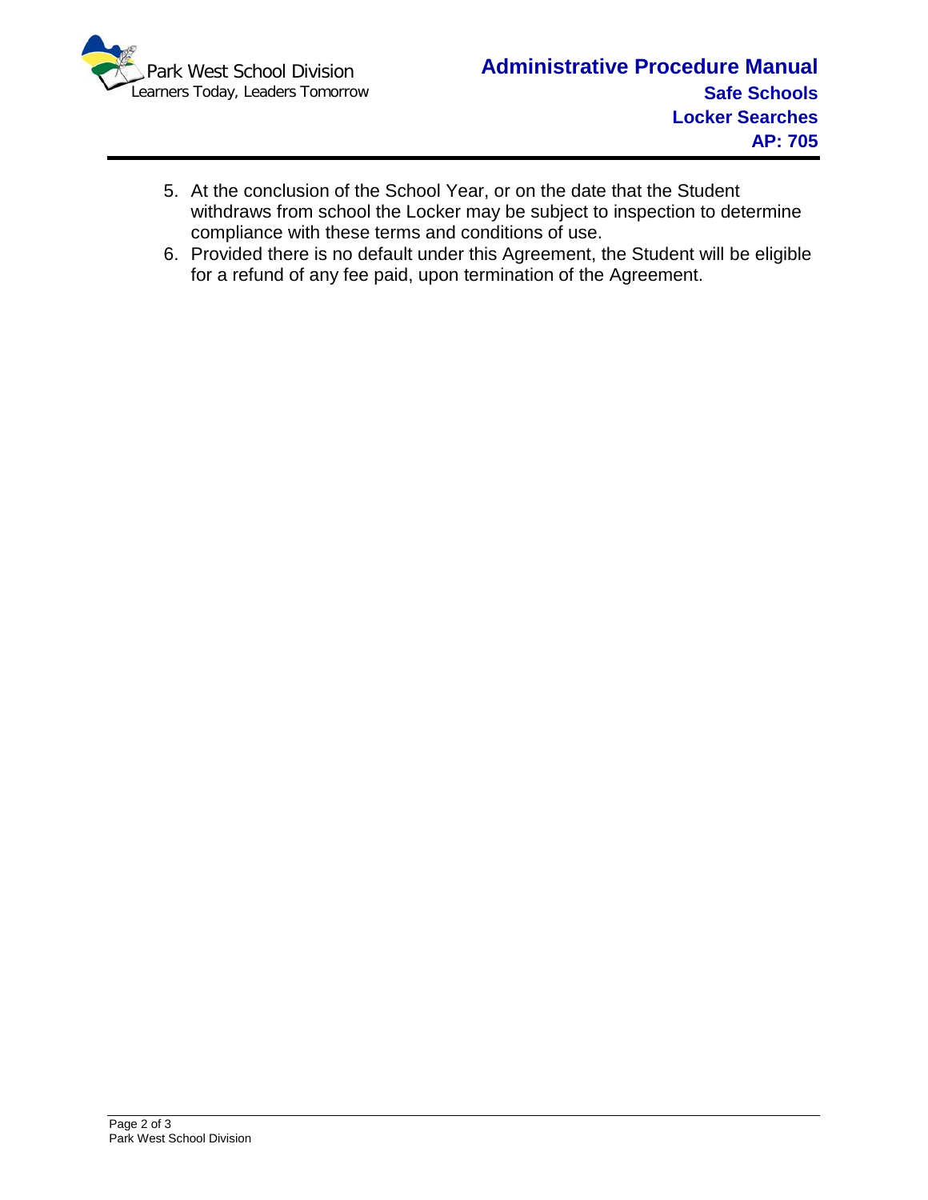5. At the conclusion of the School Year, or on the date that the Student withdraws from school the Locker may be subject to inspection to determine compliance with these terms and conditions of use.
6. Provided there is no default under this Agreement, the Student will be eligible for a refund of any fee paid, upon termination of the Agreement.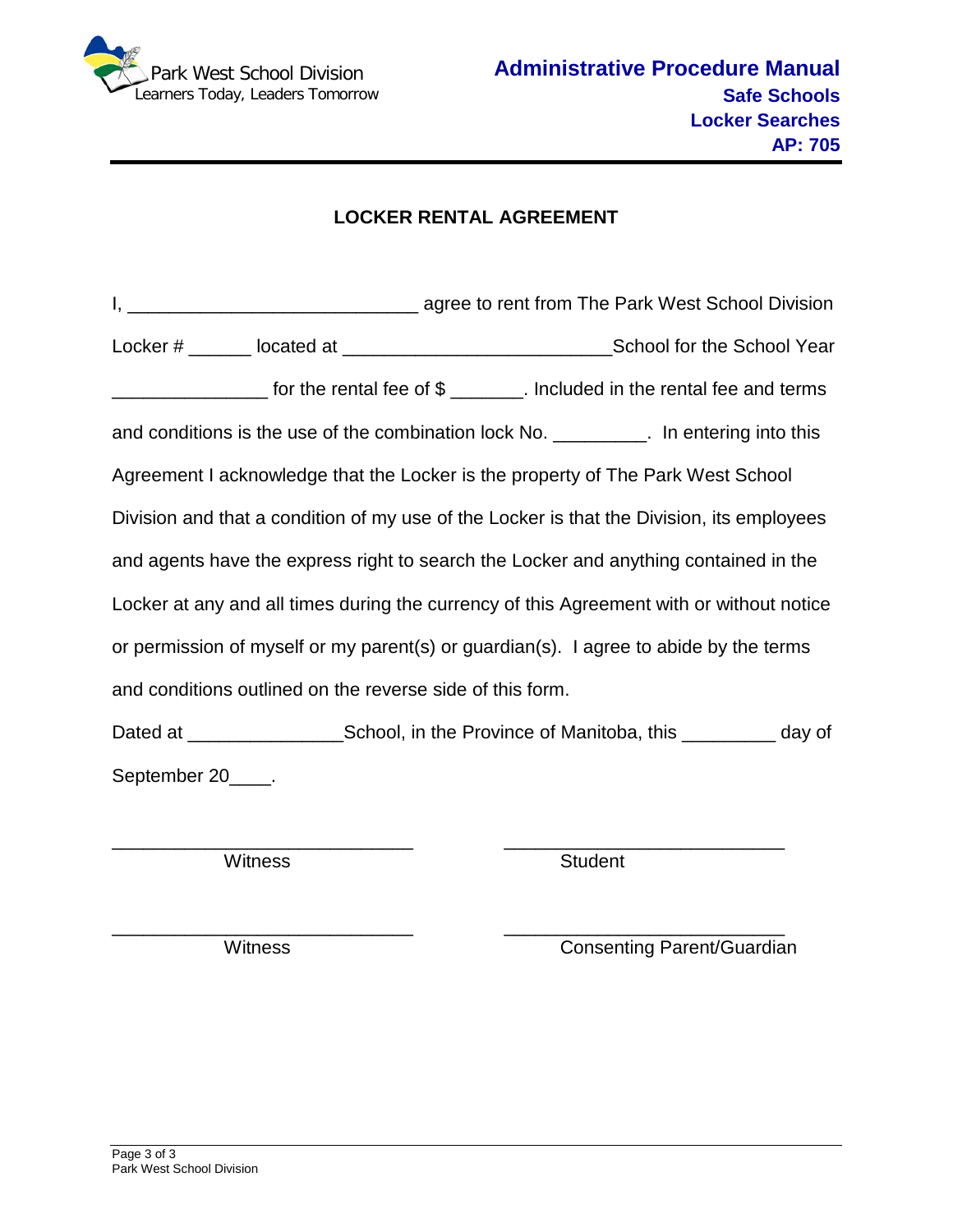## LOCKER RENTAL AGREEMENT

I, ____________________________ agree to rent from The Park West School Division Locker # ______ located at __________________________School for the School Year _______________ for the rental fee of $ _______. Included in the rental fee and terms and conditions is the use of the combination lock No. _________. In entering into this Agreement I acknowledge that the Locker is the property of The Park West School Division and that a condition of my use of the Locker is that the Division, its employees and agents have the express right to search the Locker and anything contained in the Locker at any and all times during the currency of this Agreement with or without notice or permission of myself or my parent(s) or guardian(s). I agree to abide by the terms and conditions outlined on the reverse side of this form.

Dated at _______________School, in the Province of Manitoba, this _________ day of September 20____.

_____________________________ Witness

___________________________ Student

_____________________________ Witness

___________________________ Consenting Parent/Guardian